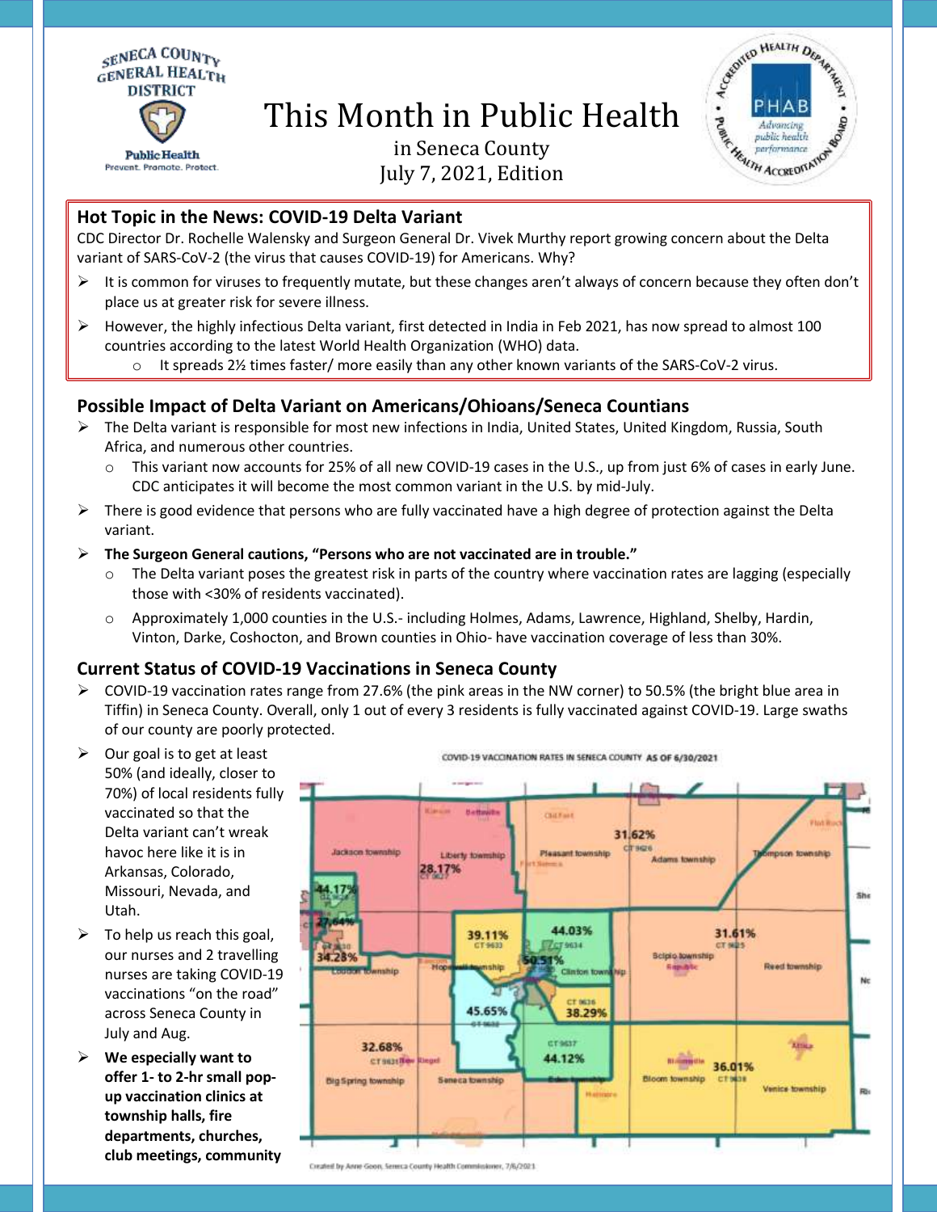SENECA COUNTY GENERAL HEALTH DISTRICT
Public Health
Prevent. Promote. Protect.

# This Month in Public Health

in Seneca County
July 7, 2021, Edition

## Hot Topic in the News: COVID-19 Delta Variant

CDC Director Dr. Rochelle Walensky and Surgeon General Dr. Vivek Murthy report growing concern about the Delta variant of SARS-CoV-2 (the virus that causes COVID-19) for Americans. Why?

- It is common for viruses to frequently mutate, but these changes aren't always of concern because they often don't place us at greater risk for severe illness.
- However, the highly infectious Delta variant, first detected in India in Feb 2021, has now spread to almost 100 countries according to the latest World Health Organization (WHO) data.
  - It spreads 2½ times faster/ more easily than any other known variants of the SARS-CoV-2 virus.

## Possible Impact of Delta Variant on Americans/Ohioans/Seneca Countians

- The Delta variant is responsible for most new infections in India, United States, United Kingdom, Russia, South Africa, and numerous other countries.
  - This variant now accounts for 25% of all new COVID-19 cases in the U.S., up from just 6% of cases in early June. CDC anticipates it will become the most common variant in the U.S. by mid-July.
- There is good evidence that persons who are fully vaccinated have a high degree of protection against the Delta variant.
- **The Surgeon General cautions, "Persons who are not vaccinated are in trouble."**
  - The Delta variant poses the greatest risk in parts of the country where vaccination rates are lagging (especially those with <30% of residents vaccinated).
  - Approximately 1,000 counties in the U.S.- including Holmes, Adams, Lawrence, Highland, Shelby, Hardin, Vinton, Darke, Coshocton, and Brown counties in Ohio- have vaccination coverage of less than 30%.

## Current Status of COVID-19 Vaccinations in Seneca County

- COVID-19 vaccination rates range from 27.6% (the pink areas in the NW corner) to 50.5% (the bright blue area in Tiffin) in Seneca County. Overall, only 1 out of every 3 residents is fully vaccinated against COVID-19. Large swaths of our county are poorly protected.
- Our goal is to get at least 50% (and ideally, closer to 70%) of local residents fully vaccinated so that the Delta variant can't wreak havoc here like it is in Arkansas, Colorado, Missouri, Nevada, and Utah.
- To help us reach this goal, our nurses and 2 travelling nurses are taking COVID-19 vaccinations "on the road" across Seneca County in July and Aug.
- **We especially want to offer 1- to 2-hr small pop-up vaccination clinics at township halls, fire departments, churches, club meetings, community**

COVID-19 VACCINATION RATES IN SENECA COUNTY AS OF 6/30/2021

Created by Anne Goon, Seneca County Health Commissioner, 7/6/2021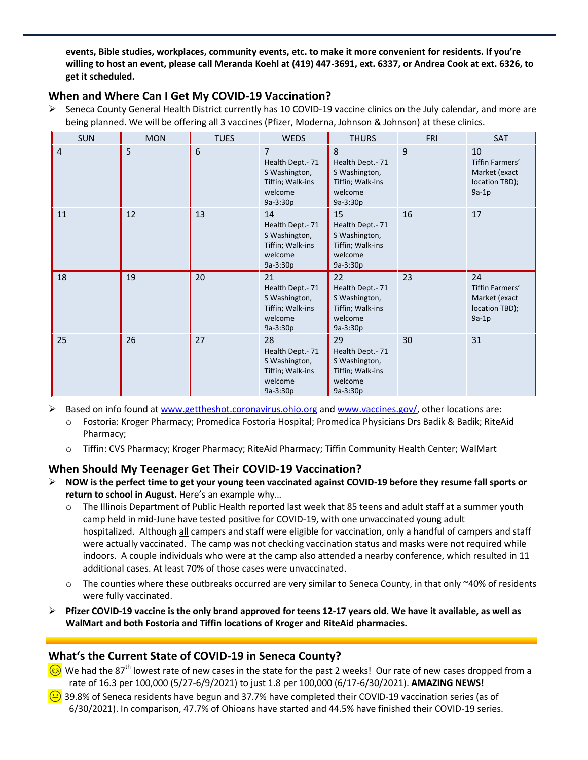**events, Bible studies, workplaces, community events, etc. to make it more convenient for residents. If you're willing to host an event, please call Meranda Koehl at (419) 447-3691, ext. 6337, or Andrea Cook at ext. 6326, to get it scheduled.**

## When and Where Can I Get My COVID-19 Vaccination?

- Seneca County General Health District currently has 10 COVID-19 vaccine clinics on the July calendar, and more are being planned. We will be offering all 3 vaccines (Pfizer, Moderna, Johnson & Johnson) at these clinics.

| SUN | MON | TUES | WEDS | THURS | FRI | SAT |
|---|---|---|---|---|---|---|
| 4 | 5 | 6 | 7 Health Dept.- 71 S Washington, Tiffin; Walk-ins welcome 9a-3:30p | 8 Health Dept.- 71 S Washington, Tiffin; Walk-ins welcome 9a-3:30p | 9 | 10 Tiffin Farmers' Market (exact location TBD); 9a-1p |
| 11 | 12 | 13 | 14 Health Dept.- 71 S Washington, Tiffin; Walk-ins welcome 9a-3:30p | 15 Health Dept.- 71 S Washington, Tiffin; Walk-ins welcome 9a-3:30p | 16 | 17 |
| 18 | 19 | 20 | 21 Health Dept.- 71 S Washington, Tiffin; Walk-ins welcome 9a-3:30p | 22 Health Dept.- 71 S Washington, Tiffin; Walk-ins welcome 9a-3:30p | 23 | 24 Tiffin Farmers' Market (exact location TBD); 9a-1p |
| 25 | 26 | 27 | 28 Health Dept.- 71 S Washington, Tiffin; Walk-ins welcome 9a-3:30p | 29 Health Dept.- 71 S Washington, Tiffin; Walk-ins welcome 9a-3:30p | 30 | 31 |

- Based on info found at www.gettheshot.coronavirus.ohio.org and www.vaccines.gov/, other locations are:
  - Fostoria: Kroger Pharmacy; Promedica Fostoria Hospital; Promedica Physicians Drs Badik & Badik; RiteAid Pharmacy;
  - Tiffin: CVS Pharmacy; Kroger Pharmacy; RiteAid Pharmacy; Tiffin Community Health Center; WalMart

## When Should My Teenager Get Their COVID-19 Vaccination?

- **NOW is the perfect time to get your young teen vaccinated against COVID-19 before they resume fall sports or return to school in August.** Here's an example why…
  - The Illinois Department of Public Health reported last week that 85 teens and adult staff at a summer youth camp held in mid-June have tested positive for COVID-19, with one unvaccinated young adult hospitalized. Although all campers and staff were eligible for vaccination, only a handful of campers and staff were actually vaccinated. The camp was not checking vaccination status and masks were not required while indoors. A couple individuals who were at the camp also attended a nearby conference, which resulted in 11 additional cases. At least 70% of those cases were unvaccinated.
  - The counties where these outbreaks occurred are very similar to Seneca County, in that only ~40% of residents were fully vaccinated.
- **Pfizer COVID-19 vaccine is the only brand approved for teens 12-17 years old. We have it available, as well as WalMart and both Fostoria and Tiffin locations of Kroger and RiteAid pharmacies.**

## What's the Current State of COVID-19 in Seneca County?

- 😊 We had the 87th lowest rate of new cases in the state for the past 2 weeks! Our rate of new cases dropped from a rate of 16.3 per 100,000 (5/27-6/9/2021) to just 1.8 per 100,000 (6/17-6/30/2021). **AMAZING NEWS!**
- 😐 39.8% of Seneca residents have begun and 37.7% have completed their COVID-19 vaccination series (as of 6/30/2021). In comparison, 47.7% of Ohioans have started and 44.5% have finished their COVID-19 series.